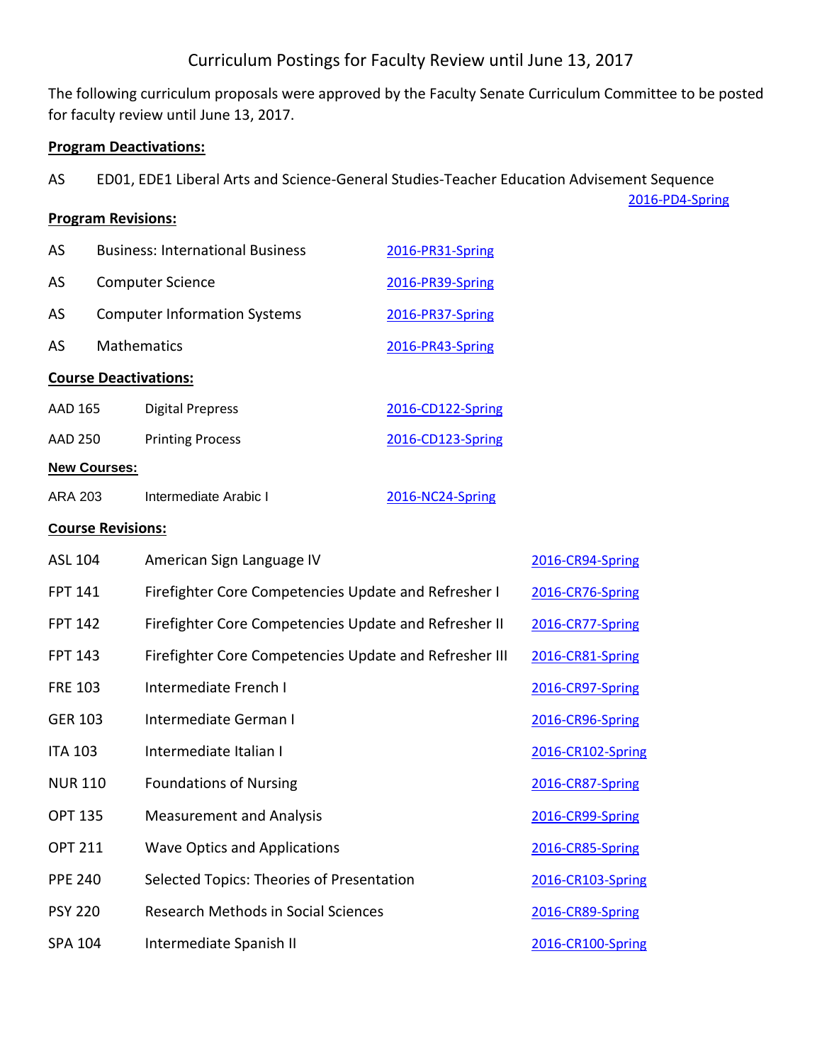# Curriculum Postings for Faculty Review until June 13, 2017

The following curriculum proposals were approved by the Faculty Senate Curriculum Committee to be posted for faculty review until June 13, 2017.

**Program Deactivations:**

| | | |
|---|---|---|
| AS | ED01, EDE1 Liberal Arts and Science-General Studies-Teacher Education Advisement Sequence | 2016-PD4-Spring |

**Program Revisions:**

| | | |
|---|---|---|
| AS | Business: International Business | 2016-PR31-Spring |
| AS | Computer Science | 2016-PR39-Spring |
| AS | Computer Information Systems | 2016-PR37-Spring |
| AS | Mathematics | 2016-PR43-Spring |

**Course Deactivations:**

| | | |
|---|---|---|
| AAD 165 | Digital Prepress | 2016-CD122-Spring |
| AAD 250 | Printing Process | 2016-CD123-Spring |

**New Courses:**

| | | |
|---|---|---|
| ARA 203 | Intermediate Arabic I | 2016-NC24-Spring |

**Course Revisions:**

| | | |
|---|---|---|
| ASL 104 | American Sign Language IV | 2016-CR94-Spring |
| FPT 141 | Firefighter Core Competencies Update and Refresher I | 2016-CR76-Spring |
| FPT 142 | Firefighter Core Competencies Update and Refresher II | 2016-CR77-Spring |
| FPT 143 | Firefighter Core Competencies Update and Refresher III | 2016-CR81-Spring |
| FRE 103 | Intermediate French I | 2016-CR97-Spring |
| GER 103 | Intermediate German I | 2016-CR96-Spring |
| ITA 103 | Intermediate Italian I | 2016-CR102-Spring |
| NUR 110 | Foundations of Nursing | 2016-CR87-Spring |
| OPT 135 | Measurement and Analysis | 2016-CR99-Spring |
| OPT 211 | Wave Optics and Applications | 2016-CR85-Spring |
| PPE 240 | Selected Topics: Theories of Presentation | 2016-CR103-Spring |
| PSY 220 | Research Methods in Social Sciences | 2016-CR89-Spring |
| SPA 104 | Intermediate Spanish II | 2016-CR100-Spring |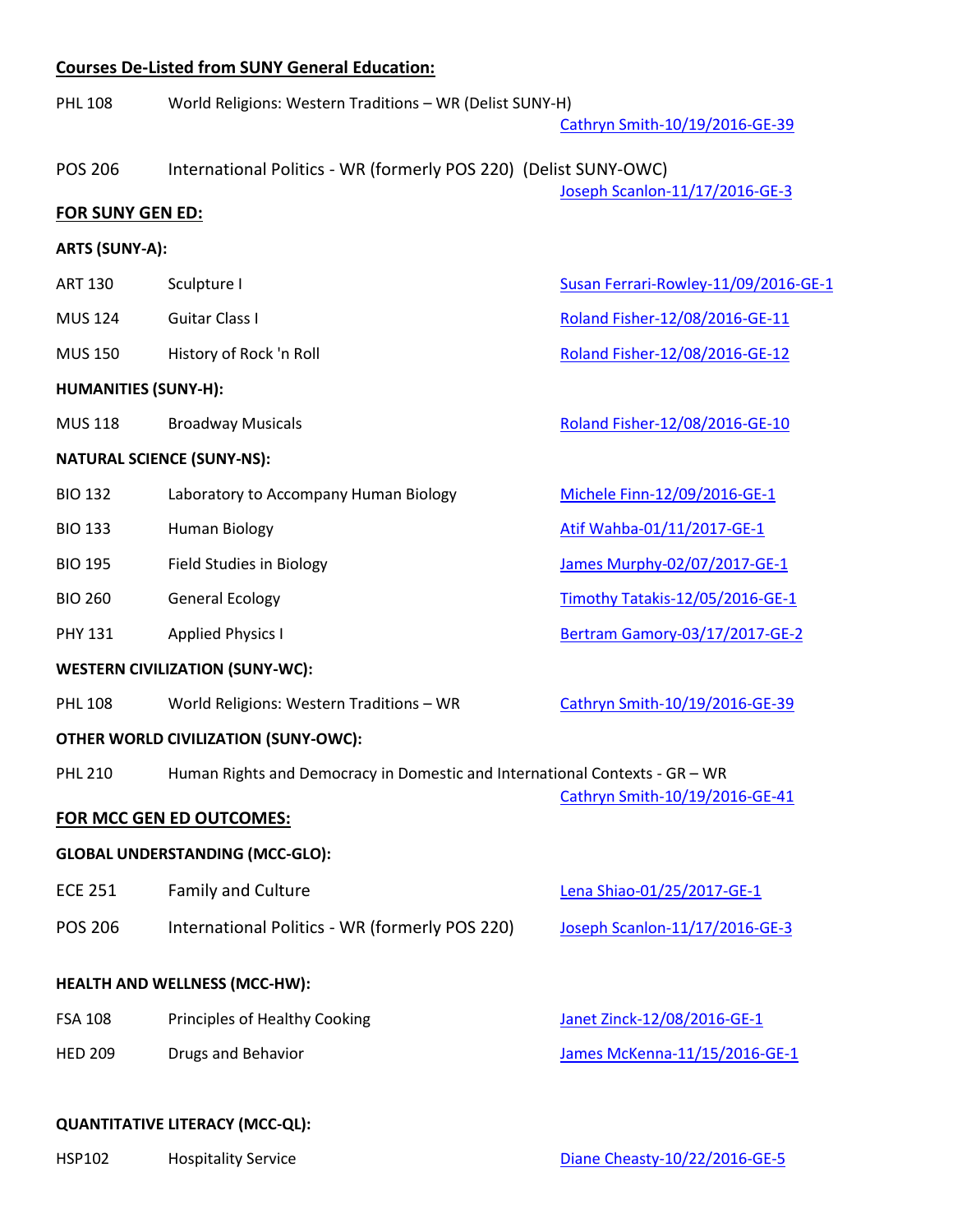## **Courses De-Listed from SUNY General Education:**

PHL 108 World Religions: Western Traditions – WR (Delist SUNY-H)
Cathryn Smith-10/19/2016-GE-39

POS 206 International Politics - WR (formerly POS 220) (Delist SUNY-OWC)
Joseph Scanlon-11/17/2016-GE-3

## **FOR SUNY GEN ED:**

**ARTS (SUNY-A):**

| | | |
|---|---|---|
| ART 130 | Sculpture I | Susan Ferrari-Rowley-11/09/2016-GE-1 |
| MUS 124 | Guitar Class I | Roland Fisher-12/08/2016-GE-11 |
| MUS 150 | History of Rock 'n Roll | Roland Fisher-12/08/2016-GE-12 |

**HUMANITIES (SUNY-H):**

| | | |
|---|---|---|
| MUS 118 | Broadway Musicals | Roland Fisher-12/08/2016-GE-10 |

**NATURAL SCIENCE (SUNY-NS):**

| | | |
|---|---|---|
| BIO 132 | Laboratory to Accompany Human Biology | Michele Finn-12/09/2016-GE-1 |
| BIO 133 | Human Biology | Atif Wahba-01/11/2017-GE-1 |
| BIO 195 | Field Studies in Biology | James Murphy-02/07/2017-GE-1 |
| BIO 260 | General Ecology | Timothy Tatakis-12/05/2016-GE-1 |
| PHY 131 | Applied Physics I | Bertram Gamory-03/17/2017-GE-2 |

**WESTERN CIVILIZATION (SUNY-WC):**

| | | |
|---|---|---|
| PHL 108 | World Religions: Western Traditions – WR | Cathryn Smith-10/19/2016-GE-39 |

**OTHER WORLD CIVILIZATION (SUNY-OWC):**

PHL 210 Human Rights and Democracy in Domestic and International Contexts - GR – WR
Cathryn Smith-10/19/2016-GE-41

## **FOR MCC GEN ED OUTCOMES:**

**GLOBAL UNDERSTANDING (MCC-GLO):**

| | | |
|---|---|---|
| ECE 251 | Family and Culture | Lena Shiao-01/25/2017-GE-1 |
| POS 206 | International Politics - WR (formerly POS 220) | Joseph Scanlon-11/17/2016-GE-3 |

**HEALTH AND WELLNESS (MCC-HW):**

| | | |
|---|---|---|
| FSA 108 | Principles of Healthy Cooking | Janet Zinck-12/08/2016-GE-1 |
| HED 209 | Drugs and Behavior | James McKenna-11/15/2016-GE-1 |

**QUANTITATIVE LITERACY (MCC-QL):**

| | | |
|---|---|---|
| HSP102 | Hospitality Service | Diane Cheasty-10/22/2016-GE-5 |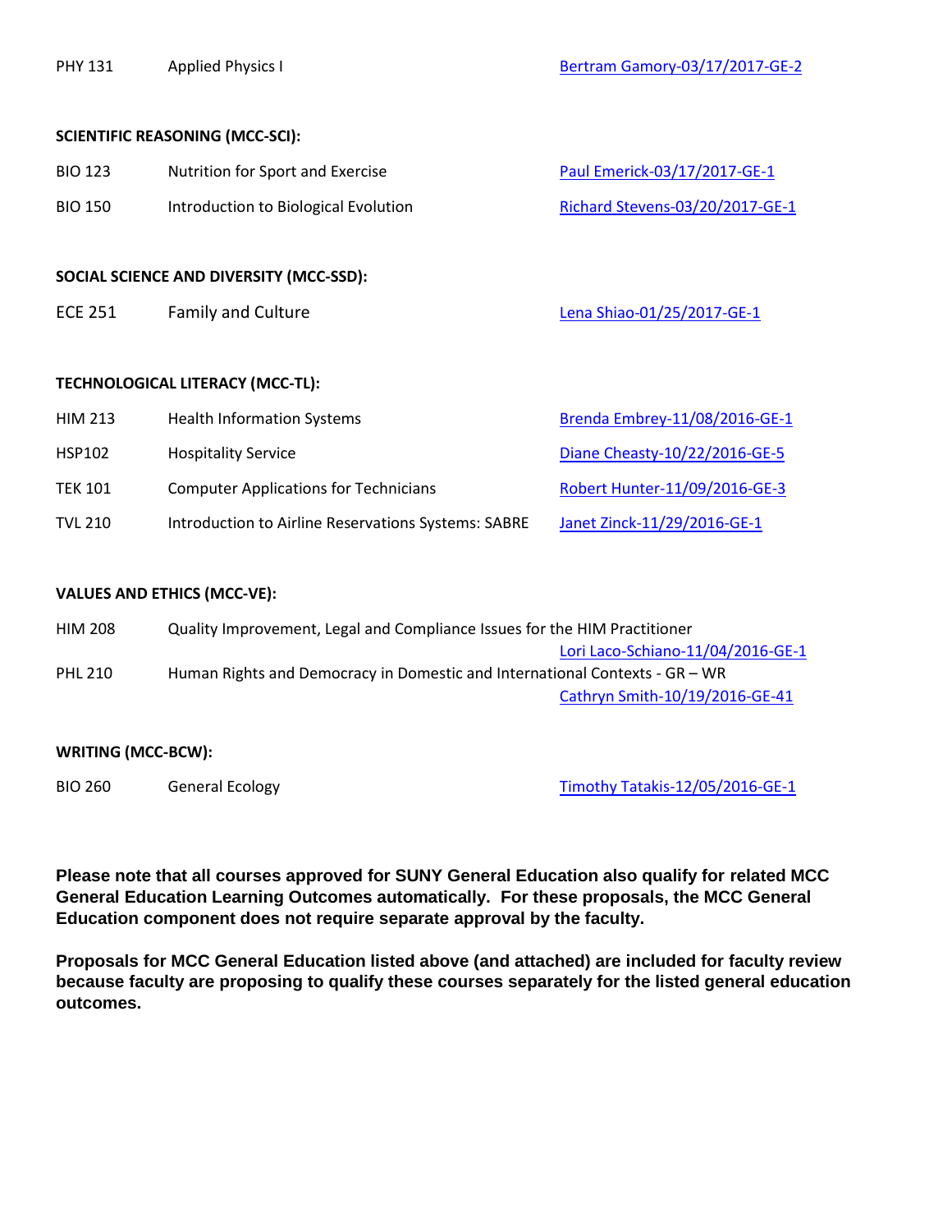| | | |
|---|---|---|
| PHY 131 | Applied Physics I | Bertram Gamory-03/17/2017-GE-2 |

**SCIENTIFIC REASONING (MCC-SCI):**

| | | |
|---|---|---|
| BIO 123 | Nutrition for Sport and Exercise | Paul Emerick-03/17/2017-GE-1 |
| BIO 150 | Introduction to Biological Evolution | Richard Stevens-03/20/2017-GE-1 |

**SOCIAL SCIENCE AND DIVERSITY (MCC-SSD):**

| | | |
|---|---|---|
| ECE 251 | Family and Culture | Lena Shiao-01/25/2017-GE-1 |

**TECHNOLOGICAL LITERACY (MCC-TL):**

| | | |
|---|---|---|
| HIM 213 | Health Information Systems | Brenda Embrey-11/08/2016-GE-1 |
| HSP102 | Hospitality Service | Diane Cheasty-10/22/2016-GE-5 |
| TEK 101 | Computer Applications for Technicians | Robert Hunter-11/09/2016-GE-3 |
| TVL 210 | Introduction to Airline Reservations Systems: SABRE | Janet Zinck-11/29/2016-GE-1 |

**VALUES AND ETHICS (MCC-VE):**

| | | |
|---|---|---|
| HIM 208 | Quality Improvement, Legal and Compliance Issues for the HIM Practitioner | Lori Laco-Schiano-11/04/2016-GE-1 |
| PHL 210 | Human Rights and Democracy in Domestic and International Contexts - GR – WR | Cathryn Smith-10/19/2016-GE-41 |

**WRITING (MCC-BCW):**

| | | |
|---|---|---|
| BIO 260 | General Ecology | Timothy Tatakis-12/05/2016-GE-1 |

**Please note that all courses approved for SUNY General Education also qualify for related MCC General Education Learning Outcomes automatically. For these proposals, the MCC General Education component does not require separate approval by the faculty.**

**Proposals for MCC General Education listed above (and attached) are included for faculty review because faculty are proposing to qualify these courses separately for the listed general education outcomes.**